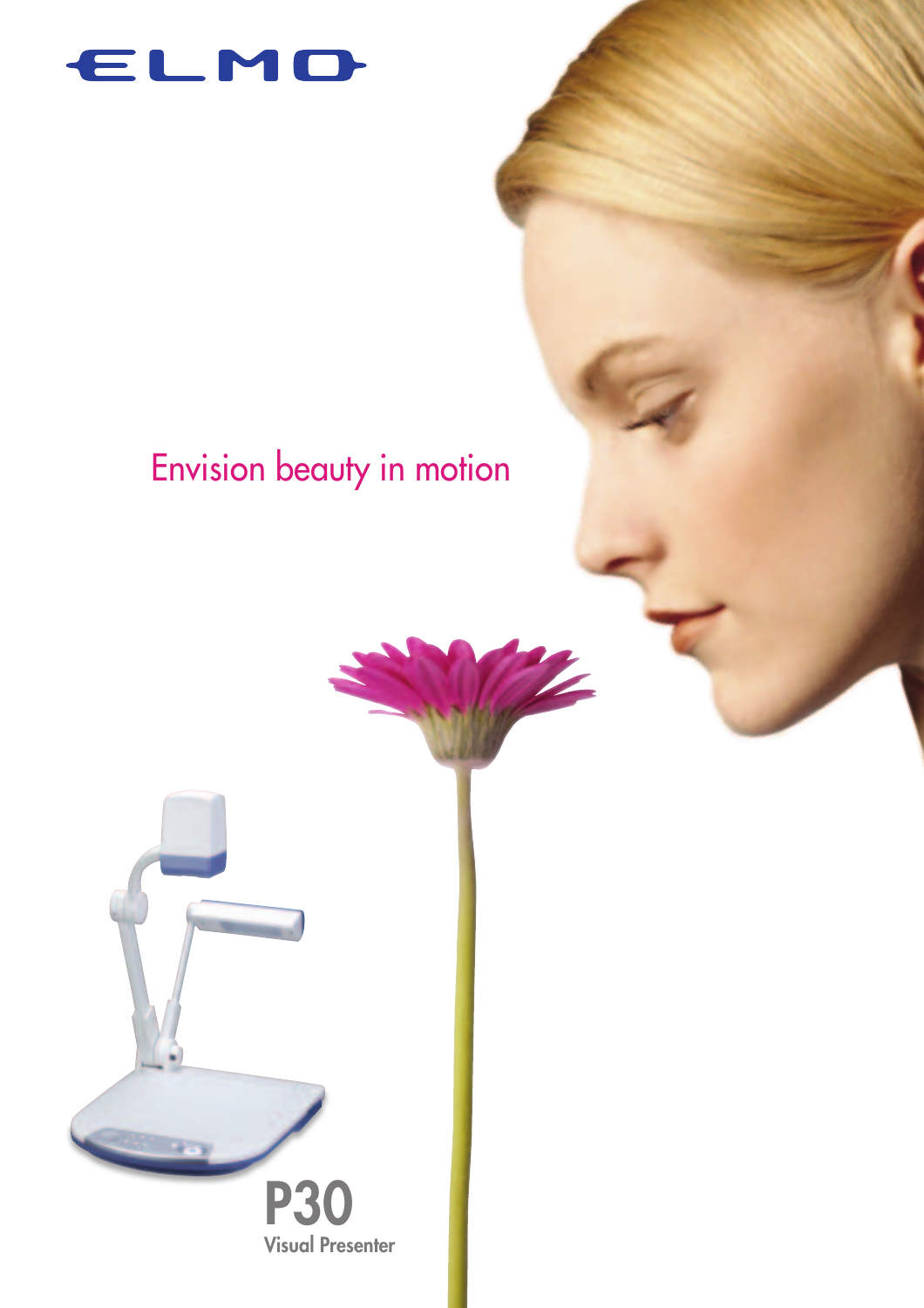ELMO

Envision beauty in motion

# P30

Visual Presenter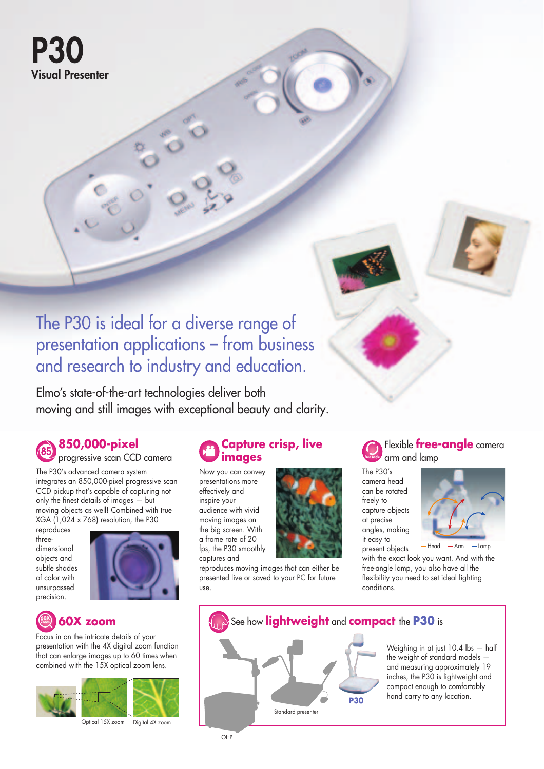# P30

Visual Presenter

## The P30 is ideal for a diverse range of presentation applications – from business and research to industry and education.

Elmo's state-of-the-art technologies deliver both moving and still images with exceptional beauty and clarity.

### 850,000-pixel progressive scan CCD camera

The P30's advanced camera system integrates an 850,000-pixel progressive scan CCD pickup that's capable of capturing not only the finest details of images — but moving objects as well! Combined with true XGA (1,024 x 768) resolution, the P30 reproduces three-dimensional objects and subtle shades of color with unsurpassed precision.

### Capture crisp, live images

Now you can convey presentations more effectively and inspire your audience with vivid moving images on the big screen. With a frame rate of 20 fps, the P30 smoothly captures and reproduces moving images that can either be presented live or saved to your PC for future use.

### Flexible free-angle camera arm and lamp

The P30's camera head can be rotated freely to capture objects at precise angles, making it easy to present objects with the exact look you want. And with the free-angle lamp, you also have all the flexibility you need to set ideal lighting conditions.

— Head — Arm — Lamp

### 60X zoom

Focus in on the intricate details of your presentation with the 4X digital zoom function that can enlarge images up to 60 times when combined with the 15X optical zoom lens.

Optical 15X zoom Digital 4X zoom

### See how lightweight and compact the P30 is

Weighing in at just 10.4 lbs — half the weight of standard models — and measuring approximately 19 inches, the P30 is lightweight and compact enough to comfortably hand carry to any location.

OHP Standard presenter P30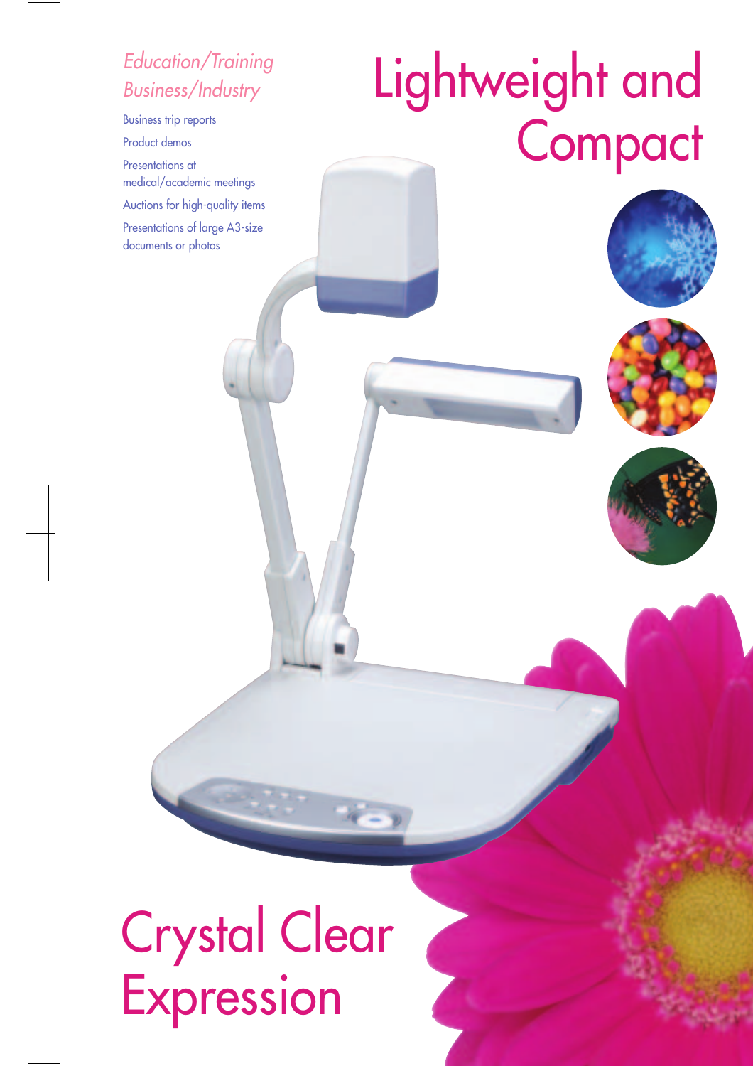*Education/Training*
*Business/Industry*

- Business trip reports
- Product demos
- Presentations at medical/academic meetings
- Auctions for high-quality items
- Presentations of large A3-size documents or photos

# Lightweight and Compact

# Crystal Clear Expression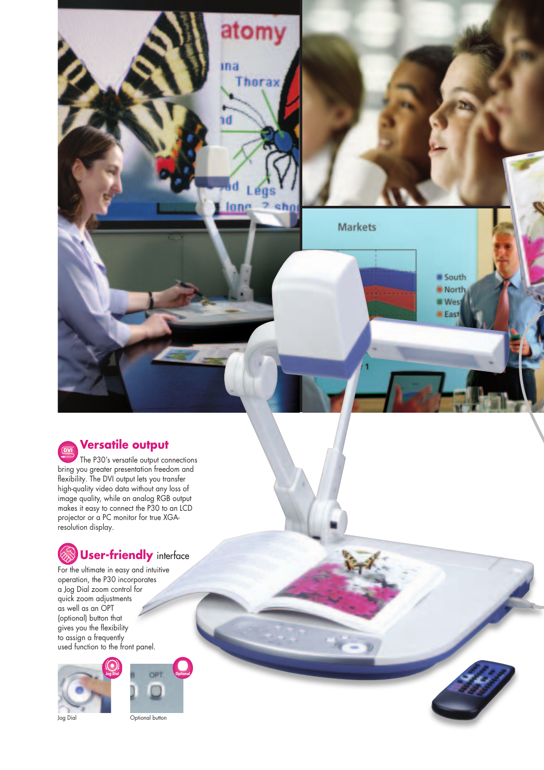## Versatile output

The P30's versatile output connections bring you greater presentation freedom and flexibility. The DVI output lets you transfer high-quality video data without any loss of image quality, while an analog RGB output makes it easy to connect the P30 to an LCD projector or a PC monitor for true XGA-resolution display.

## User-friendly interface

For the ultimate in easy and intuitive operation, the P30 incorporates a Jog Dial zoom control for quick zoom adjustments as well as an OPT (optional) button that gives you the flexibility to assign a frequently used function to the front panel.

Jog Dial

Optional button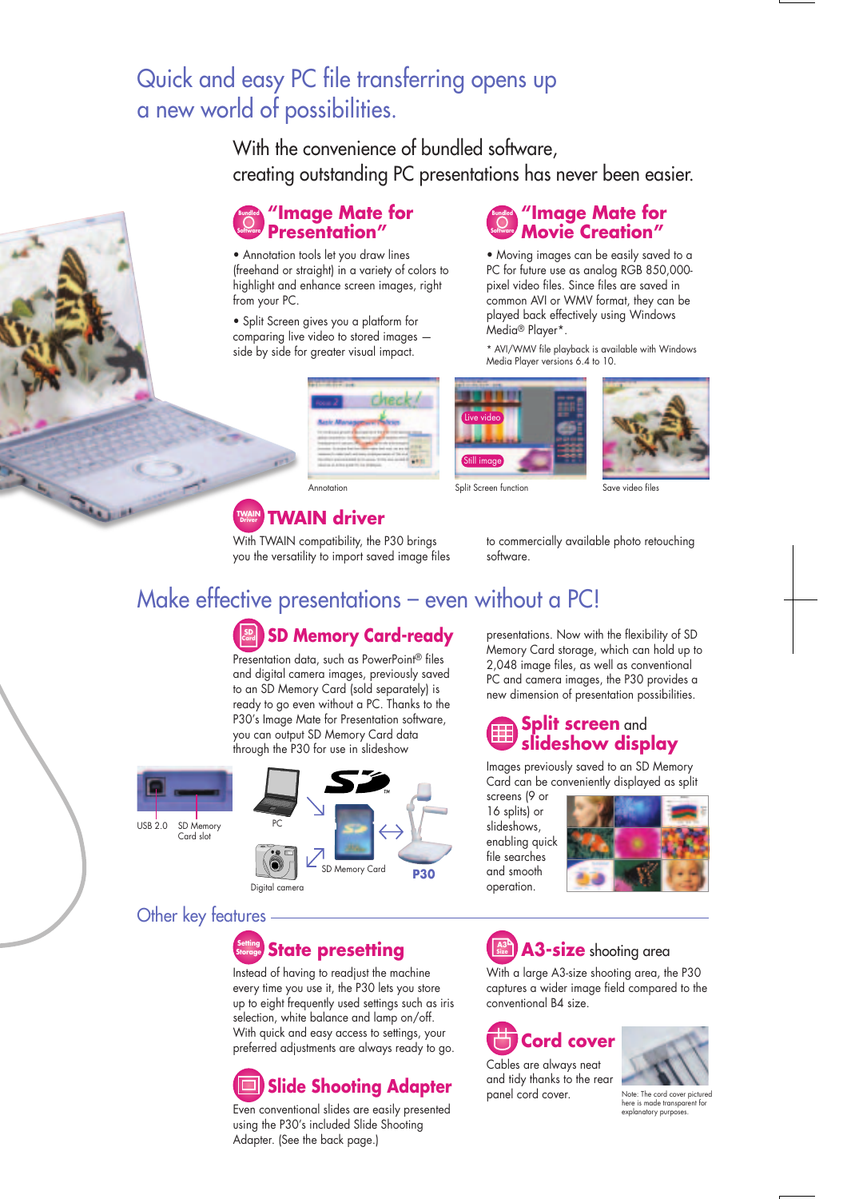# Quick and easy PC file transferring opens up a new world of possibilities.

With the convenience of bundled software, creating outstanding PC presentations has never been easier.

### "Image Mate for Presentation"

- Annotation tools let you draw lines (freehand or straight) in a variety of colors to highlight and enhance screen images, right from your PC.
- Split Screen gives you a platform for comparing live video to stored images — side by side for greater visual impact.

### "Image Mate for Movie Creation"

- Moving images can be easily saved to a PC for future use as analog RGB 850,000-pixel video files. Since files are saved in common AVI or WMV format, they can be played back effectively using Windows Media® Player*.

\* AVI/WMV file playback is available with Windows Media Player versions 6.4 to 10.

Annotation

Split Screen function

Save video files

### TWAIN driver

With TWAIN compatibility, the P30 brings you the versatility to import saved image files to commercially available photo retouching software.

# Make effective presentations – even without a PC!

### SD Memory Card-ready

Presentation data, such as PowerPoint® files and digital camera images, previously saved to an SD Memory Card (sold separately) is ready to go even without a PC. Thanks to the P30's Image Mate for Presentation software, you can output SD Memory Card data through the P30 for use in slideshow presentations. Now with the flexibility of SD Memory Card storage, which can hold up to 2,048 image files, as well as conventional PC and camera images, the P30 provides a new dimension of presentation possibilities.

USB 2.0 SD Memory Card slot

PC

SD Memory Card

P30

Digital camera

### Split screen and slideshow display

Images previously saved to an SD Memory Card can be conveniently displayed as split screens (9 or 16 splits) or slideshows, enabling quick file searches and smooth operation.

## Other key features

### State presetting

Instead of having to readjust the machine every time you use it, the P30 lets you store up to eight frequently used settings such as iris selection, white balance and lamp on/off. With quick and easy access to settings, your preferred adjustments are always ready to go.

### Slide Shooting Adapter

Even conventional slides are easily presented using the P30's included Slide Shooting Adapter. (See the back page.)

### A3-size shooting area

With a large A3-size shooting area, the P30 captures a wider image field compared to the conventional B4 size.

### Cord cover

Cables are always neat and tidy thanks to the rear panel cord cover.

Note: The cord cover pictured here is made transparent for explanatory purposes.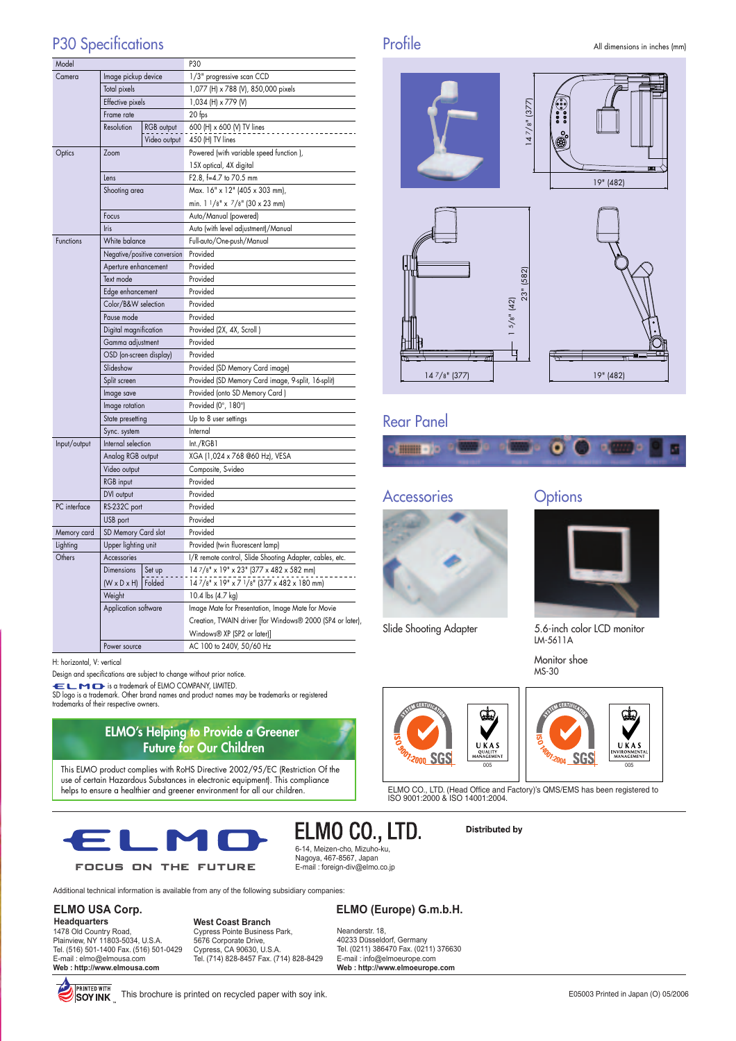## P30 Specifications

| Model | | | P30 |
|---|---|---|---|
| Camera | Image pickup device | | 1/3" progressive scan CCD |
| | Total pixels | | 1,077 (H) x 788 (V), 850,000 pixels |
| | Effective pixels | | 1,034 (H) x 779 (V) |
| | Frame rate | | 20 fps |
| | Resolution | RGB output | 600 (H) x 600 (V) TV lines |
| | | Video output | 450 (H) TV lines |
| Optics | Zoom | | Powered (with variable speed function ), 15X optical, 4X digital |
| | Lens | | F2.8, f=4.7 to 70.5 mm |
| | Shooting area | | Max. 16" x 12" (405 x 303 mm), min. 1 1/8" x 7/8" (30 x 23 mm) |
| | Focus | | Auto/Manual (powered) |
| | Iris | | Auto (with level adjustment)/Manual |
| Functions | White balance | | Full-auto/One-push/Manual |
| | Negative/positive conversion | | Provided |
| | Aperture enhancement | | Provided |
| | Text mode | | Provided |
| | Edge enhancement | | Provided |
| | Color/B&W selection | | Provided |
| | Pause mode | | Provided |
| | Digital magnification | | Provided (2X, 4X, Scroll ) |
| | Gamma adjustment | | Provided |
| | OSD (on-screen display) | | Provided |
| | Slideshow | | Provided (SD Memory Card image) |
| | Split screen | | Provided (SD Memory Card image, 9-split, 16-split) |
| | Image save | | Provided (onto SD Memory Card ) |
| | Image rotation | | Provided (0°, 180°) |
| | State presetting | | Up to 8 user settings |
| | Sync. system | | Internal |
| Input/output | Internal selection | | Int./RGB1 |
| | Analog RGB output | | XGA (1,024 x 768 @60 Hz), VESA |
| | Video output | | Composite, S-video |
| | RGB input | | Provided |
| | DVI output | | Provided |
| PC interface | RS-232C port | | Provided |
| | USB port | | Provided |
| Memory card | SD Memory Card slot | | Provided |
| Lighting | Upper lighting unit | | Provided (twin fluorescent lamp) |
| Others | Accessories | | I/R remote control, Slide Shooting Adapter, cables, etc. |
| | Dimensions (W x D x H) | Set up | 14 7/8" x 19" x 23" (377 x 482 x 582 mm) |
| | | Folded | 14 7/8" x 19" x 7 1/8" (377 x 482 x 180 mm) |
| | Weight | | 10.4 lbs (4.7 kg) |
| | Application software | | Image Mate for Presentation, Image Mate for Movie Creation, TWAIN driver [for Windows® 2000 (SP4 or later), Windows® XP (SP2 or later)] |
| | Power source | | AC 100 to 240V, 50/60 Hz |

H: horizontal, V: vertical

Design and specifications are subject to change without prior notice.

ELMO is a trademark of ELMO COMPANY, LIMITED.
SD logo is a trademark. Other brand names and product names may be trademarks or registered trademarks of their respective owners.

### ELMO's Helping to Provide a Greener Future for Our Children

This ELMO product complies with RoHS Directive 2002/95/EC (Restriction Of the use of certain Hazardous Substances in electronic equipment). This compliance helps to ensure a healthier and greener environment for all our children.

## Profile

All dimensions in inches (mm)

14 7/8" (377)
19" (482)
23" (582)
1 5/8" (42)
14 7/8" (377)
19" (482)

## Rear Panel

## Accessories

Slide Shooting Adapter

## Options

5.6-inch color LCD monitor
LM-5611A

Monitor shoe
MS-30

ISO 9001:2000 SGS UKAS QUALITY MANAGEMENT 005
ISO 14001:2004 SGS UKAS ENVIRONMENTAL MANAGEMENT 005

ELMO CO., LTD. (Head Office and Factory)'s QMS/EMS has been registered to ISO 9001:2000 & ISO 14001:2004.

ELMO
FOCUS ON THE FUTURE

**ELMO CO., LTD.**
6-14, Meizen-cho, Mizuho-ku,
Nagoya, 467-8567, Japan
E-mail : foreign-div@elmo.co.jp

**Distributed by**

Additional technical information is available from any of the following subsidiary companies:

### ELMO USA Corp.

**Headquarters**
1478 Old Country Road,
Plainview, NY 11803-5034, U.S.A.
Tel. (516) 501-1400 Fax. (516) 501-0429
E-mail : elmo@elmousa.com
**Web : http://www.elmousa.com**

**West Coast Branch**
Cypress Pointe Business Park,
5676 Corporate Drive,
Cypress, CA 90630, U.S.A.
Tel. (714) 828-8457 Fax. (714) 828-8429

### ELMO (Europe) G.m.b.H.

Neanderstr. 18,
40233 Düsseldorf, Germany
Tel. (0211) 386470 Fax. (0211) 376630
E-mail : info@elmoeurope.com
**Web : http://www.elmoeurope.com**

PRINTED WITH SOY INK
This brochure is printed on recycled paper with soy ink.

E05003 Printed in Japan (O) 05/2006